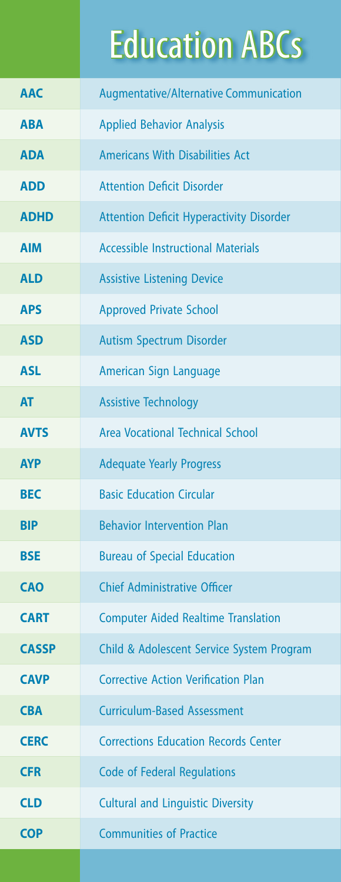# Education ABCs

| | |
|---|---|
| **AAC** | Augmentative/Alternative Communication |
| **ABA** | Applied Behavior Analysis |
| **ADA** | Americans With Disabilities Act |
| **ADD** | Attention Deficit Disorder |
| **ADHD** | Attention Deficit Hyperactivity Disorder |
| **AIM** | Accessible Instructional Materials |
| **ALD** | Assistive Listening Device |
| **APS** | Approved Private School |
| **ASD** | Autism Spectrum Disorder |
| **ASL** | American Sign Language |
| **AT** | Assistive Technology |
| **AVTS** | Area Vocational Technical School |
| **AYP** | Adequate Yearly Progress |
| **BEC** | Basic Education Circular |
| **BIP** | Behavior Intervention Plan |
| **BSE** | Bureau of Special Education |
| **CAO** | Chief Administrative Officer |
| **CART** | Computer Aided Realtime Translation |
| **CASSP** | Child & Adolescent Service System Program |
| **CAVP** | Corrective Action Verification Plan |
| **CBA** | Curriculum-Based Assessment |
| **CERC** | Corrections Education Records Center |
| **CFR** | Code of Federal Regulations |
| **CLD** | Cultural and Linguistic Diversity |
| **COP** | Communities of Practice |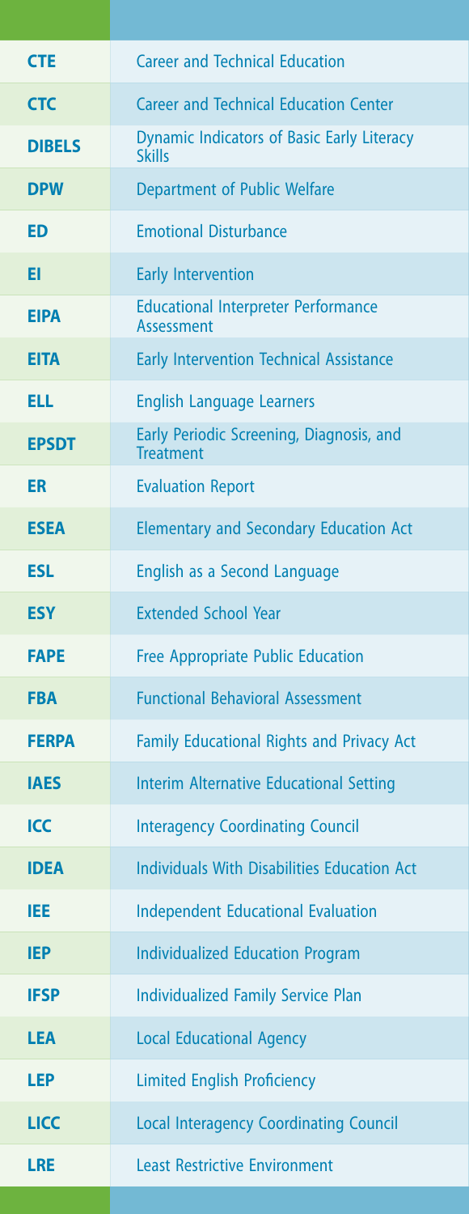| | |
|---|---|
| **CTE** | Career and Technical Education |
| **CTC** | Career and Technical Education Center |
| **DIBELS** | Dynamic Indicators of Basic Early Literacy Skills |
| **DPW** | Department of Public Welfare |
| **ED** | Emotional Disturbance |
| **EI** | Early Intervention |
| **EIPA** | Educational Interpreter Performance Assessment |
| **EITA** | Early Intervention Technical Assistance |
| **ELL** | English Language Learners |
| **EPSDT** | Early Periodic Screening, Diagnosis, and Treatment |
| **ER** | Evaluation Report |
| **ESEA** | Elementary and Secondary Education Act |
| **ESL** | English as a Second Language |
| **ESY** | Extended School Year |
| **FAPE** | Free Appropriate Public Education |
| **FBA** | Functional Behavioral Assessment |
| **FERPA** | Family Educational Rights and Privacy Act |
| **IAES** | Interim Alternative Educational Setting |
| **ICC** | Interagency Coordinating Council |
| **IDEA** | Individuals With Disabilities Education Act |
| **IEE** | Independent Educational Evaluation |
| **IEP** | Individualized Education Program |
| **IFSP** | Individualized Family Service Plan |
| **LEA** | Local Educational Agency |
| **LEP** | Limited English Proficiency |
| **LICC** | Local Interagency Coordinating Council |
| **LRE** | Least Restrictive Environment |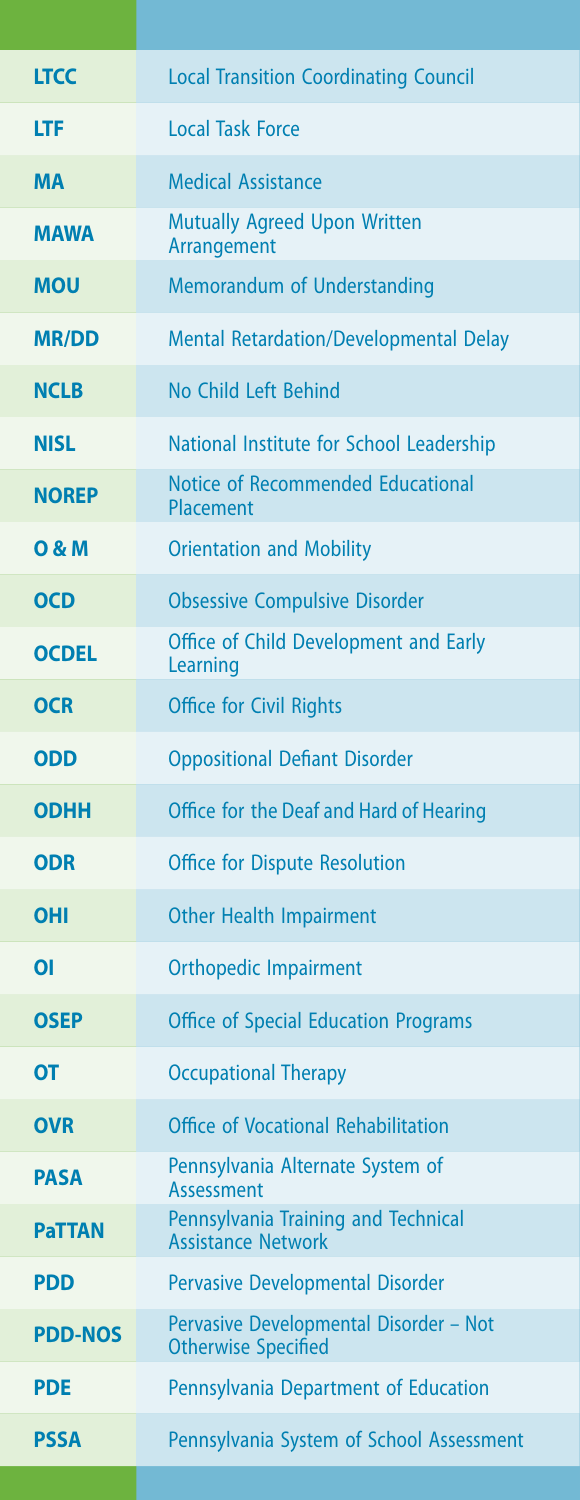| | |
|---|---|
| **LTCC** | Local Transition Coordinating Council |
| **LTF** | Local Task Force |
| **MA** | Medical Assistance |
| **MAWA** | Mutually Agreed Upon Written Arrangement |
| **MOU** | Memorandum of Understanding |
| **MR/DD** | Mental Retardation/Developmental Delay |
| **NCLB** | No Child Left Behind |
| **NISL** | National Institute for School Leadership |
| **NOREP** | Notice of Recommended Educational Placement |
| **O & M** | Orientation and Mobility |
| **OCD** | Obsessive Compulsive Disorder |
| **OCDEL** | Office of Child Development and Early Learning |
| **OCR** | Office for Civil Rights |
| **ODD** | Oppositional Defiant Disorder |
| **ODHH** | Office for the Deaf and Hard of Hearing |
| **ODR** | Office for Dispute Resolution |
| **OHI** | Other Health Impairment |
| **OI** | Orthopedic Impairment |
| **OSEP** | Office of Special Education Programs |
| **OT** | Occupational Therapy |
| **OVR** | Office of Vocational Rehabilitation |
| **PASA** | Pennsylvania Alternate System of Assessment |
| **PaTTAN** | Pennsylvania Training and Technical Assistance Network |
| **PDD** | Pervasive Developmental Disorder |
| **PDD-NOS** | Pervasive Developmental Disorder – Not Otherwise Specified |
| **PDE** | Pennsylvania Department of Education |
| **PSSA** | Pennsylvania System of School Assessment |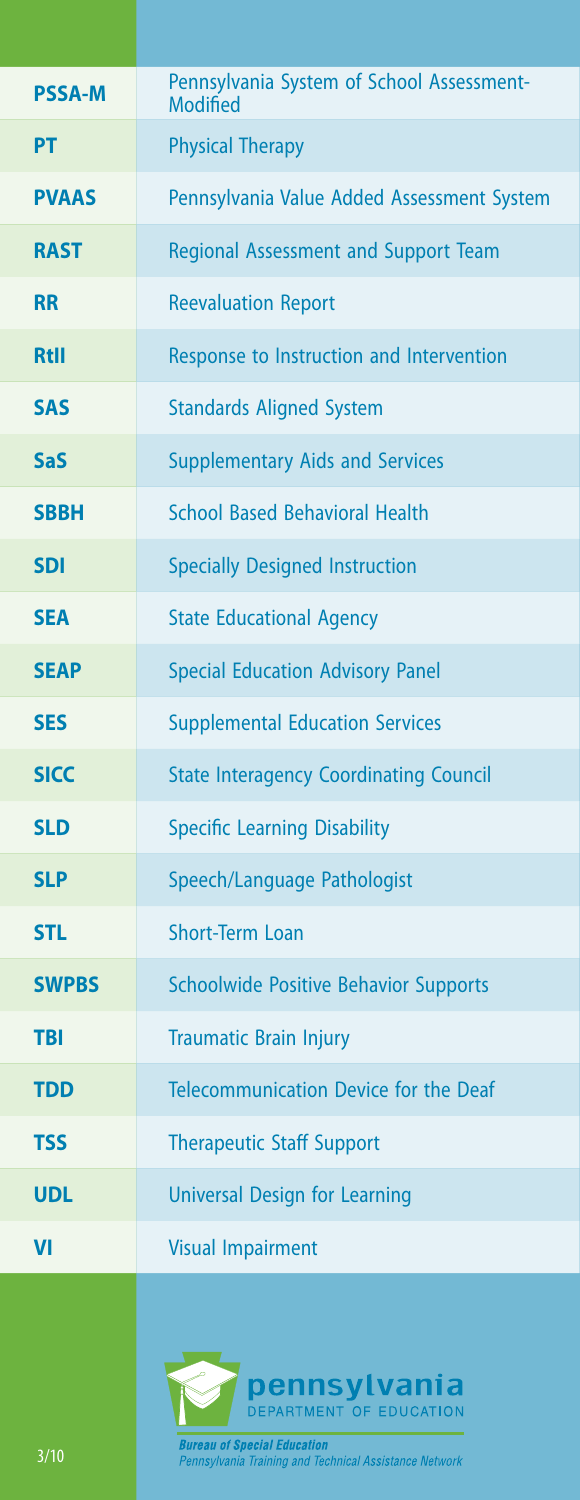| | |
|---|---|
| **PSSA-M** | Pennsylvania System of School Assessment-Modified |
| **PT** | Physical Therapy |
| **PVAAS** | Pennsylvania Value Added Assessment System |
| **RAST** | Regional Assessment and Support Team |
| **RR** | Reevaluation Report |
| **RtII** | Response to Instruction and Intervention |
| **SAS** | Standards Aligned System |
| **SaS** | Supplementary Aids and Services |
| **SBBH** | School Based Behavioral Health |
| **SDI** | Specially Designed Instruction |
| **SEA** | State Educational Agency |
| **SEAP** | Special Education Advisory Panel |
| **SES** | Supplemental Education Services |
| **SICC** | State Interagency Coordinating Council |
| **SLD** | Specific Learning Disability |
| **SLP** | Speech/Language Pathologist |
| **STL** | Short-Term Loan |
| **SWPBS** | Schoolwide Positive Behavior Supports |
| **TBI** | Traumatic Brain Injury |
| **TDD** | Telecommunication Device for the Deaf |
| **TSS** | Therapeutic Staff Support |
| **UDL** | Universal Design for Learning |
| **VI** | Visual Impairment |

pennsylvania
DEPARTMENT OF EDUCATION

*Bureau of Special Education*
*Pennsylvania Training and Technical Assistance Network*

3/10